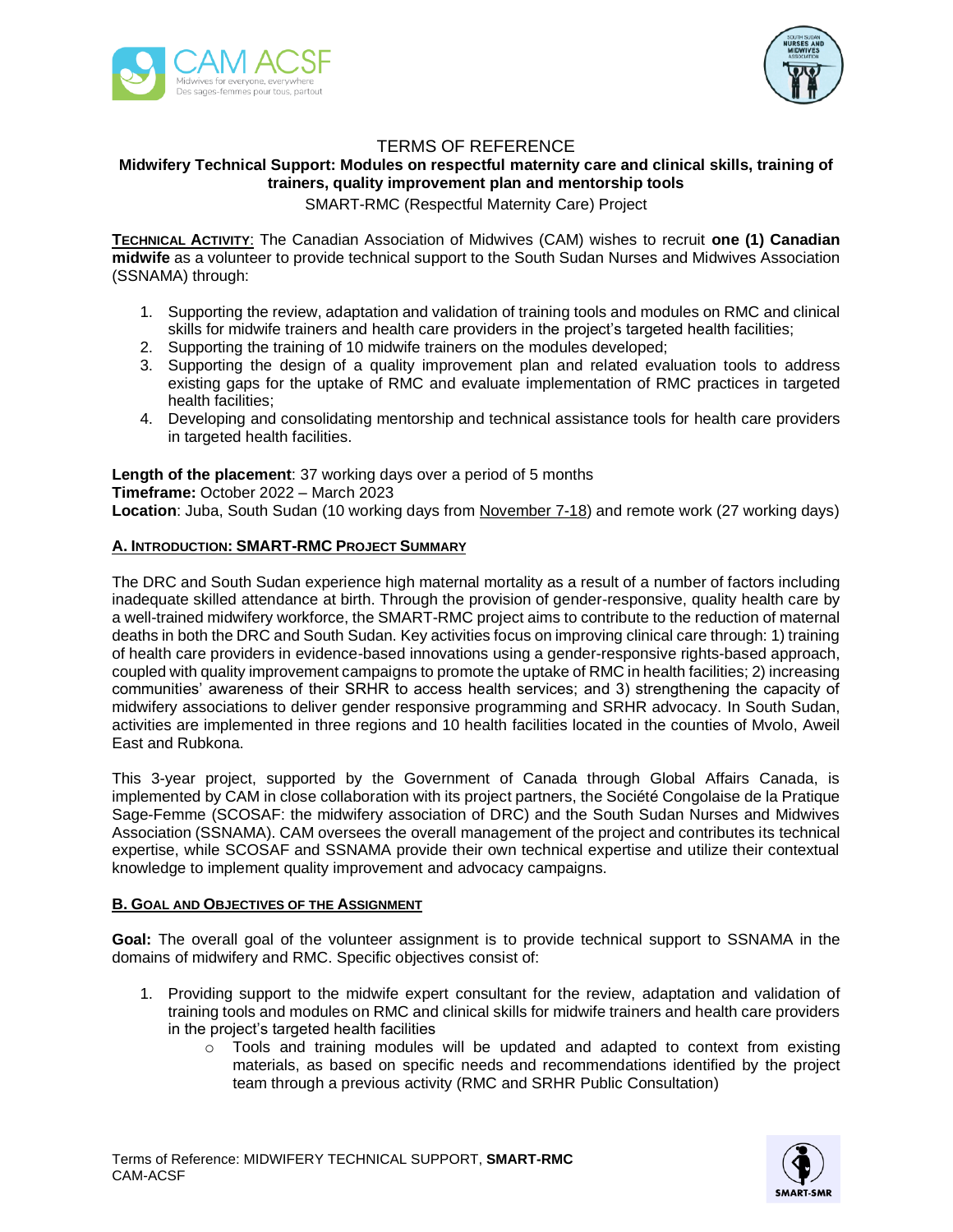# TERMS OF REFERENCE

**Midwifery Technical Support: Modules on respectful maternity care and clinical skills, training of trainers, quality improvement plan and mentorship tools**

SMART-RMC (Respectful Maternity Care) Project

**TECHNICAL ACTIVITY**: The Canadian Association of Midwives (CAM) wishes to recruit **one (1) Canadian midwife** as a volunteer to provide technical support to the South Sudan Nurses and Midwives Association (SSNAMA) through:

1. Supporting the review, adaptation and validation of training tools and modules on RMC and clinical skills for midwife trainers and health care providers in the project's targeted health facilities;
2. Supporting the training of 10 midwife trainers on the modules developed;
3. Supporting the design of a quality improvement plan and related evaluation tools to address existing gaps for the uptake of RMC and evaluate implementation of RMC practices in targeted health facilities;
4. Developing and consolidating mentorship and technical assistance tools for health care providers in targeted health facilities.

**Length of the placement**: 37 working days over a period of 5 months
**Timeframe:** October 2022 – March 2023
**Location**: Juba, South Sudan (10 working days from November 7-18) and remote work (27 working days)

## A. INTRODUCTION: SMART-RMC PROJECT SUMMARY

The DRC and South Sudan experience high maternal mortality as a result of a number of factors including inadequate skilled attendance at birth. Through the provision of gender-responsive, quality health care by a well-trained midwifery workforce, the SMART-RMC project aims to contribute to the reduction of maternal deaths in both the DRC and South Sudan. Key activities focus on improving clinical care through: 1) training of health care providers in evidence-based innovations using a gender-responsive rights-based approach, coupled with quality improvement campaigns to promote the uptake of RMC in health facilities; 2) increasing communities' awareness of their SRHR to access health services; and 3) strengthening the capacity of midwifery associations to deliver gender responsive programming and SRHR advocacy. In South Sudan, activities are implemented in three regions and 10 health facilities located in the counties of Mvolo, Aweil East and Rubkona.

This 3-year project, supported by the Government of Canada through Global Affairs Canada, is implemented by CAM in close collaboration with its project partners, the Société Congolaise de la Pratique Sage-Femme (SCOSAF: the midwifery association of DRC) and the South Sudan Nurses and Midwives Association (SSNAMA). CAM oversees the overall management of the project and contributes its technical expertise, while SCOSAF and SSNAMA provide their own technical expertise and utilize their contextual knowledge to implement quality improvement and advocacy campaigns.

## B. GOAL AND OBJECTIVES OF THE ASSIGNMENT

**Goal:** The overall goal of the volunteer assignment is to provide technical support to SSNAMA in the domains of midwifery and RMC. Specific objectives consist of:

1. Providing support to the midwife expert consultant for the review, adaptation and validation of training tools and modules on RMC and clinical skills for midwife trainers and health care providers in the project's targeted health facilities
    - Tools and training modules will be updated and adapted to context from existing materials, as based on specific needs and recommendations identified by the project team through a previous activity (RMC and SRHR Public Consultation)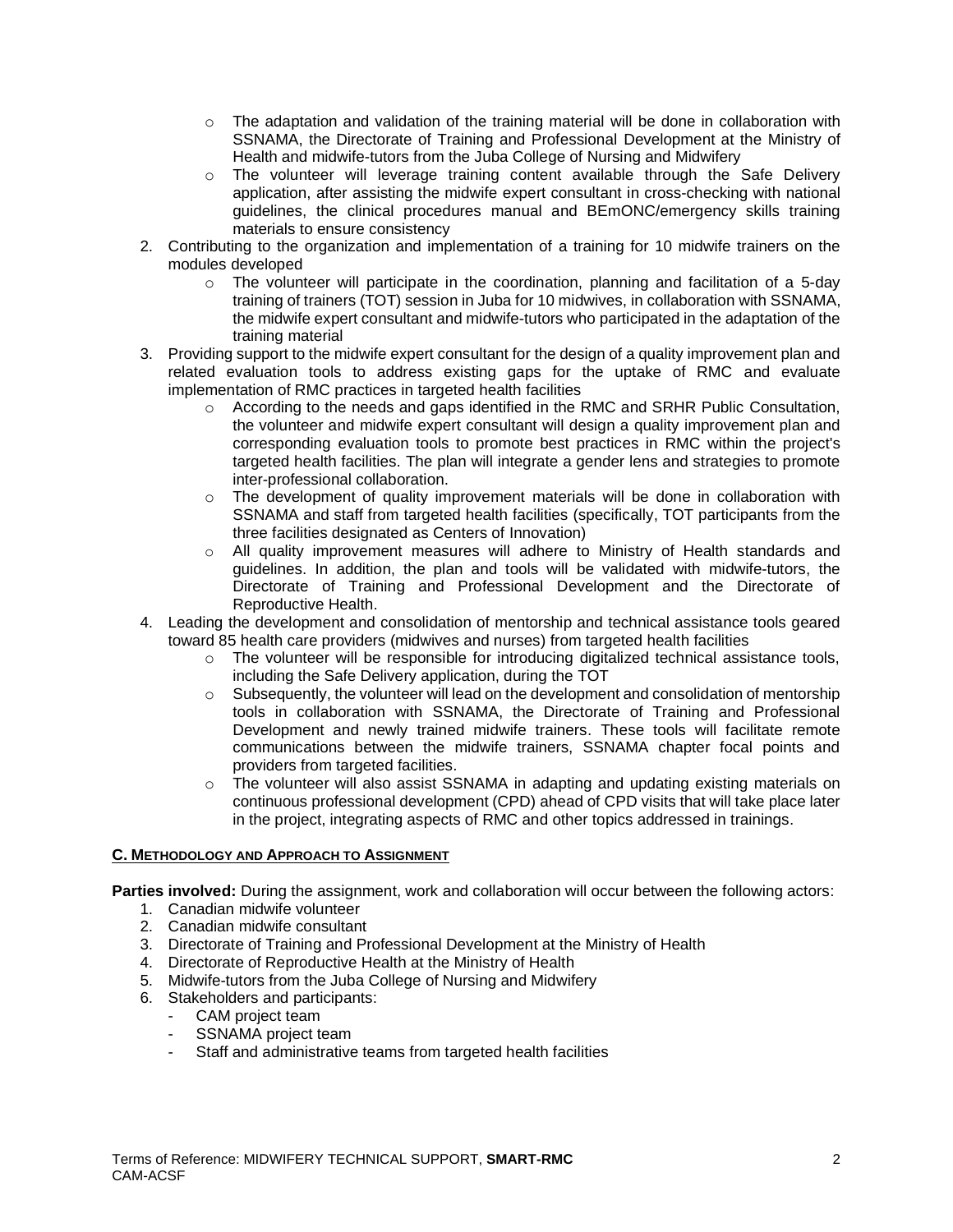- The adaptation and validation of the training material will be done in collaboration with SSNAMA, the Directorate of Training and Professional Development at the Ministry of Health and midwife-tutors from the Juba College of Nursing and Midwifery
   - The volunteer will leverage training content available through the Safe Delivery application, after assisting the midwife expert consultant in cross-checking with national guidelines, the clinical procedures manual and BEmONC/emergency skills training materials to ensure consistency
2. Contributing to the organization and implementation of a training for 10 midwife trainers on the modules developed
   - The volunteer will participate in the coordination, planning and facilitation of a 5-day training of trainers (TOT) session in Juba for 10 midwives, in collaboration with SSNAMA, the midwife expert consultant and midwife-tutors who participated in the adaptation of the training material
3. Providing support to the midwife expert consultant for the design of a quality improvement plan and related evaluation tools to address existing gaps for the uptake of RMC and evaluate implementation of RMC practices in targeted health facilities
   - According to the needs and gaps identified in the RMC and SRHR Public Consultation, the volunteer and midwife expert consultant will design a quality improvement plan and corresponding evaluation tools to promote best practices in RMC within the project's targeted health facilities. The plan will integrate a gender lens and strategies to promote inter-professional collaboration.
   - The development of quality improvement materials will be done in collaboration with SSNAMA and staff from targeted health facilities (specifically, TOT participants from the three facilities designated as Centers of Innovation)
   - All quality improvement measures will adhere to Ministry of Health standards and guidelines. In addition, the plan and tools will be validated with midwife-tutors, the Directorate of Training and Professional Development and the Directorate of Reproductive Health.
4. Leading the development and consolidation of mentorship and technical assistance tools geared toward 85 health care providers (midwives and nurses) from targeted health facilities
   - The volunteer will be responsible for introducing digitalized technical assistance tools, including the Safe Delivery application, during the TOT
   - Subsequently, the volunteer will lead on the development and consolidation of mentorship tools in collaboration with SSNAMA, the Directorate of Training and Professional Development and newly trained midwife trainers. These tools will facilitate remote communications between the midwife trainers, SSNAMA chapter focal points and providers from targeted facilities.
   - The volunteer will also assist SSNAMA in adapting and updating existing materials on continuous professional development (CPD) ahead of CPD visits that will take place later in the project, integrating aspects of RMC and other topics addressed in trainings.

## C. Methodology and Approach to Assignment

**Parties involved:** During the assignment, work and collaboration will occur between the following actors:

1. Canadian midwife volunteer
2. Canadian midwife consultant
3. Directorate of Training and Professional Development at the Ministry of Health
4. Directorate of Reproductive Health at the Ministry of Health
5. Midwife-tutors from the Juba College of Nursing and Midwifery
6. Stakeholders and participants:
   - CAM project team
   - SSNAMA project team
   - Staff and administrative teams from targeted health facilities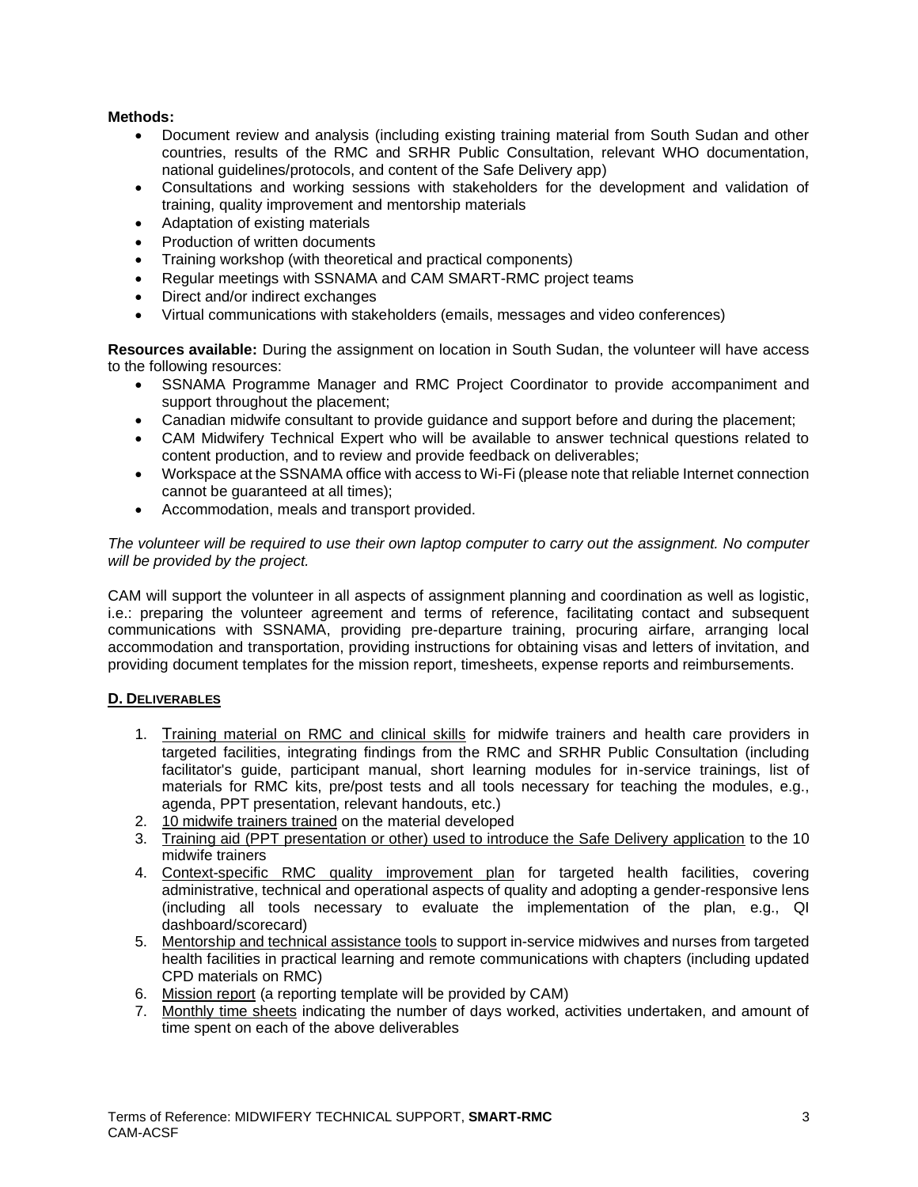**Methods:**

- Document review and analysis (including existing training material from South Sudan and other countries, results of the RMC and SRHR Public Consultation, relevant WHO documentation, national guidelines/protocols, and content of the Safe Delivery app)
- Consultations and working sessions with stakeholders for the development and validation of training, quality improvement and mentorship materials
- Adaptation of existing materials
- Production of written documents
- Training workshop (with theoretical and practical components)
- Regular meetings with SSNAMA and CAM SMART-RMC project teams
- Direct and/or indirect exchanges
- Virtual communications with stakeholders (emails, messages and video conferences)

**Resources available:** During the assignment on location in South Sudan, the volunteer will have access to the following resources:

- SSNAMA Programme Manager and RMC Project Coordinator to provide accompaniment and support throughout the placement;
- Canadian midwife consultant to provide guidance and support before and during the placement;
- CAM Midwifery Technical Expert who will be available to answer technical questions related to content production, and to review and provide feedback on deliverables;
- Workspace at the SSNAMA office with access to Wi-Fi (please note that reliable Internet connection cannot be guaranteed at all times);
- Accommodation, meals and transport provided.

*The volunteer will be required to use their own laptop computer to carry out the assignment. No computer will be provided by the project.*

CAM will support the volunteer in all aspects of assignment planning and coordination as well as logistic, i.e.: preparing the volunteer agreement and terms of reference, facilitating contact and subsequent communications with SSNAMA, providing pre-departure training, procuring airfare, arranging local accommodation and transportation, providing instructions for obtaining visas and letters of invitation, and providing document templates for the mission report, timesheets, expense reports and reimbursements.

## D. DELIVERABLES

1. Training material on RMC and clinical skills for midwife trainers and health care providers in targeted facilities, integrating findings from the RMC and SRHR Public Consultation (including facilitator's guide, participant manual, short learning modules for in-service trainings, list of materials for RMC kits, pre/post tests and all tools necessary for teaching the modules, e.g., agenda, PPT presentation, relevant handouts, etc.)
2. 10 midwife trainers trained on the material developed
3. Training aid (PPT presentation or other) used to introduce the Safe Delivery application to the 10 midwife trainers
4. Context-specific RMC quality improvement plan for targeted health facilities, covering administrative, technical and operational aspects of quality and adopting a gender-responsive lens (including all tools necessary to evaluate the implementation of the plan, e.g., QI dashboard/scorecard)
5. Mentorship and technical assistance tools to support in-service midwives and nurses from targeted health facilities in practical learning and remote communications with chapters (including updated CPD materials on RMC)
6. Mission report (a reporting template will be provided by CAM)
7. Monthly time sheets indicating the number of days worked, activities undertaken, and amount of time spent on each of the above deliverables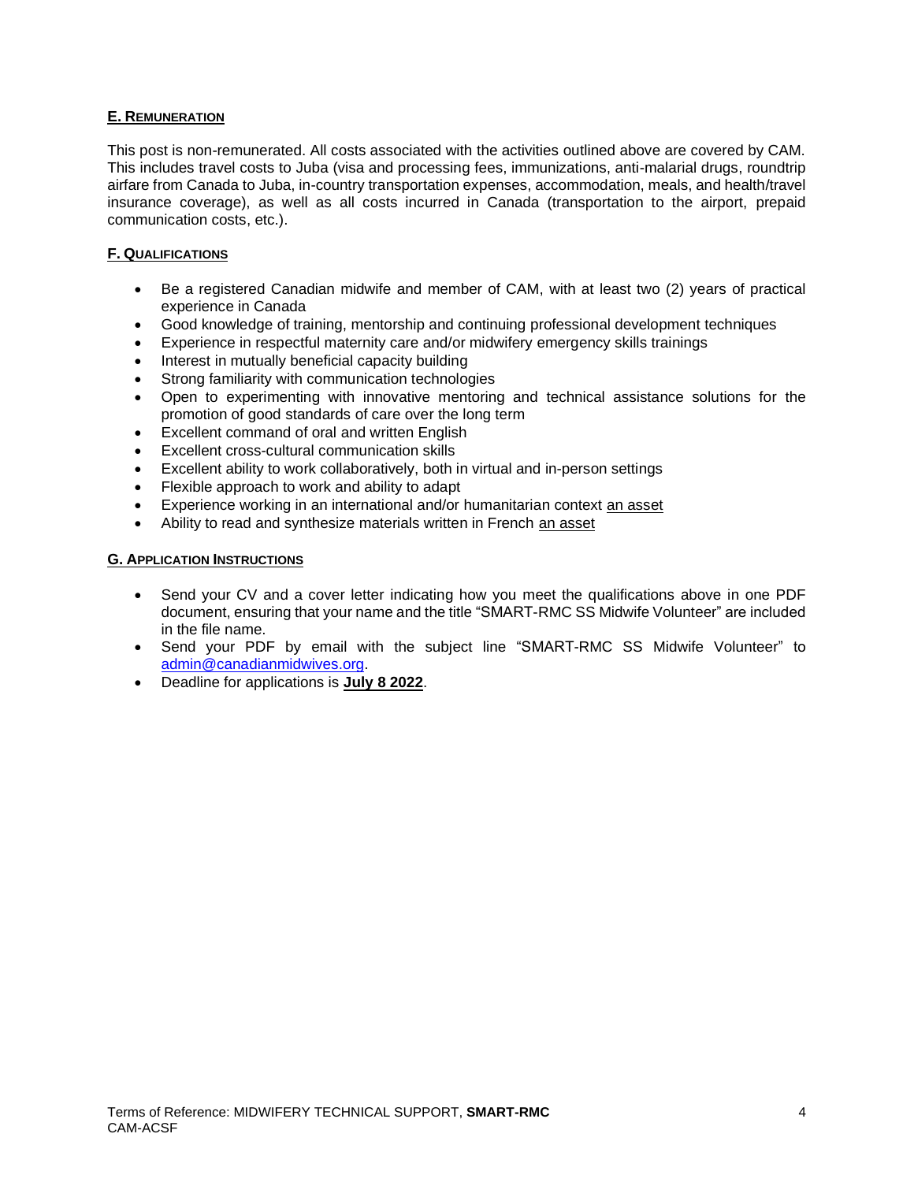## E. REMUNERATION

This post is non-remunerated. All costs associated with the activities outlined above are covered by CAM. This includes travel costs to Juba (visa and processing fees, immunizations, anti-malarial drugs, roundtrip airfare from Canada to Juba, in-country transportation expenses, accommodation, meals, and health/travel insurance coverage), as well as all costs incurred in Canada (transportation to the airport, prepaid communication costs, etc.).

## F. QUALIFICATIONS

- Be a registered Canadian midwife and member of CAM, with at least two (2) years of practical experience in Canada
- Good knowledge of training, mentorship and continuing professional development techniques
- Experience in respectful maternity care and/or midwifery emergency skills trainings
- Interest in mutually beneficial capacity building
- Strong familiarity with communication technologies
- Open to experimenting with innovative mentoring and technical assistance solutions for the promotion of good standards of care over the long term
- Excellent command of oral and written English
- Excellent cross-cultural communication skills
- Excellent ability to work collaboratively, both in virtual and in-person settings
- Flexible approach to work and ability to adapt
- Experience working in an international and/or humanitarian context an asset
- Ability to read and synthesize materials written in French an asset

## G. APPLICATION INSTRUCTIONS

- Send your CV and a cover letter indicating how you meet the qualifications above in one PDF document, ensuring that your name and the title "SMART-RMC SS Midwife Volunteer" are included in the file name.
- Send your PDF by email with the subject line "SMART-RMC SS Midwife Volunteer" to admin@canadianmidwives.org.
- Deadline for applications is **July 8 2022**.